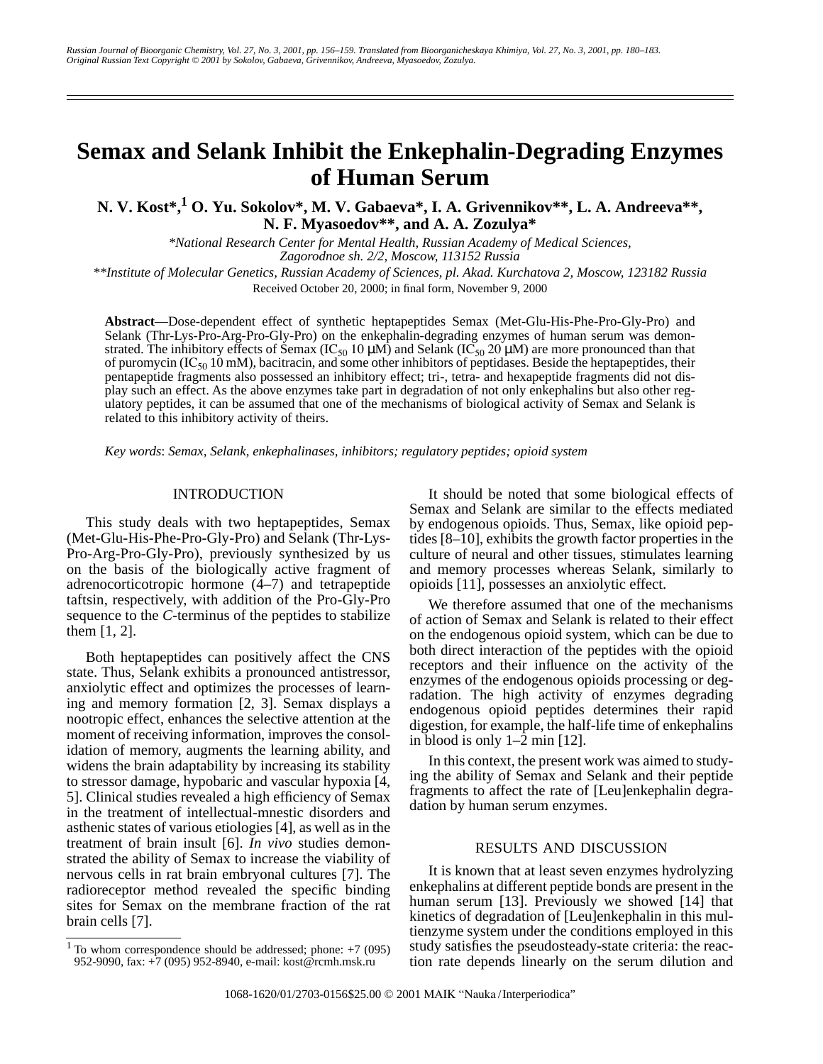# Semax and Selank Inhibit the Enkephalin-Degrading Enzymes of Human Serum

**N. V. Kost*,[1] O. Yu. Sokolov*, M. V. Gabaeva*, I. A. Grivennikov**, L. A. Andreeva**, N. F. Myasoedov**, and A. A. Zozulya***

*\*National Research Center for Mental Health, Russian Academy of Medical Sciences, Zagorodnoe sh. 2/2, Moscow, 113152 Russia*

*\*\*Institute of Molecular Genetics, Russian Academy of Sciences, pl. Akad. Kurchatova 2, Moscow, 123182 Russia*

Received October 20, 2000; in final form, November 9, 2000

**Abstract**—Dose-dependent effect of synthetic heptapeptides Semax (Met-Glu-His-Phe-Pro-Gly-Pro) and Selank (Thr-Lys-Pro-Arg-Pro-Gly-Pro) on the enkephalin-degrading enzymes of human serum was demonstrated. The inhibitory effects of Semax ($IC_{50}$ 10 μM) and Selank ($IC_{50}$ 20 μM) are more pronounced than that of puromycin ($IC_{50}$ 10 mM), bacitracin, and some other inhibitors of peptidases. Beside the heptapeptides, their pentapeptide fragments also possessed an inhibitory effect; tri-, tetra- and hexapeptide fragments did not display such an effect. As the above enzymes take part in degradation of not only enkephalins but also other regulatory peptides, it can be assumed that one of the mechanisms of biological activity of Semax and Selank is related to this inhibitory activity of theirs.

*Key words*: *Semax, Selank, enkephalinases, inhibitors; regulatory peptides; opioid system*

## INTRODUCTION

This study deals with two heptapeptides, Semax (Met-Glu-His-Phe-Pro-Gly-Pro) and Selank (Thr-Lys-Pro-Arg-Pro-Gly-Pro), previously synthesized by us on the basis of the biologically active fragment of adrenocorticotropic hormone (4–7) and tetrapeptide taftsin, respectively, with addition of the Pro-Gly-Pro sequence to the *C*-terminus of the peptides to stabilize them [1, 2].

Both heptapeptides can positively affect the CNS state. Thus, Selank exhibits a pronounced antistressor, anxiolytic effect and optimizes the processes of learning and memory formation [2, 3]. Semax displays a nootropic effect, enhances the selective attention at the moment of receiving information, improves the consolidation of memory, augments the learning ability, and widens the brain adaptability by increasing its stability to stressor damage, hypobaric and vascular hypoxia [4, 5]. Clinical studies revealed a high efficiency of Semax in the treatment of intellectual-mnestic disorders and asthenic states of various etiologies [4], as well as in the treatment of brain insult [6]. *In vivo* studies demonstrated the ability of Semax to increase the viability of nervous cells in rat brain embryonal cultures [7]. The radioreceptor method revealed the specific binding sites for Semax on the membrane fraction of the rat brain cells [7].

It should be noted that some biological effects of Semax and Selank are similar to the effects mediated by endogenous opioids. Thus, Semax, like opioid peptides [8–10], exhibits the growth factor properties in the culture of neural and other tissues, stimulates learning and memory processes whereas Selank, similarly to opioids [11], possesses an anxiolytic effect.

We therefore assumed that one of the mechanisms of action of Semax and Selank is related to their effect on the endogenous opioid system, which can be due to both direct interaction of the peptides with the opioid receptors and their influence on the activity of the enzymes of the endogenous opioids processing or degradation. The high activity of enzymes degrading endogenous opioid peptides determines their rapid digestion, for example, the half-life time of enkephalins in blood is only 1–2 min [12].

In this context, the present work was aimed to studying the ability of Semax and Selank and their peptide fragments to affect the rate of [Leu]enkephalin degradation by human serum enzymes.

## RESULTS AND DISCUSSION

It is known that at least seven enzymes hydrolyzing enkephalins at different peptide bonds are present in the human serum [13]. Previously we showed [14] that kinetics of degradation of [Leu]enkephalin in this multienzyme system under the conditions employed in this study satisfies the pseudosteady-state criteria: the reaction rate depends linearly on the serum dilution and

[1] To whom correspondence should be addressed; phone: +7 (095) 952-9090, fax: +7 (095) 952-8940, e-mail: kost@rcmh.msk.ru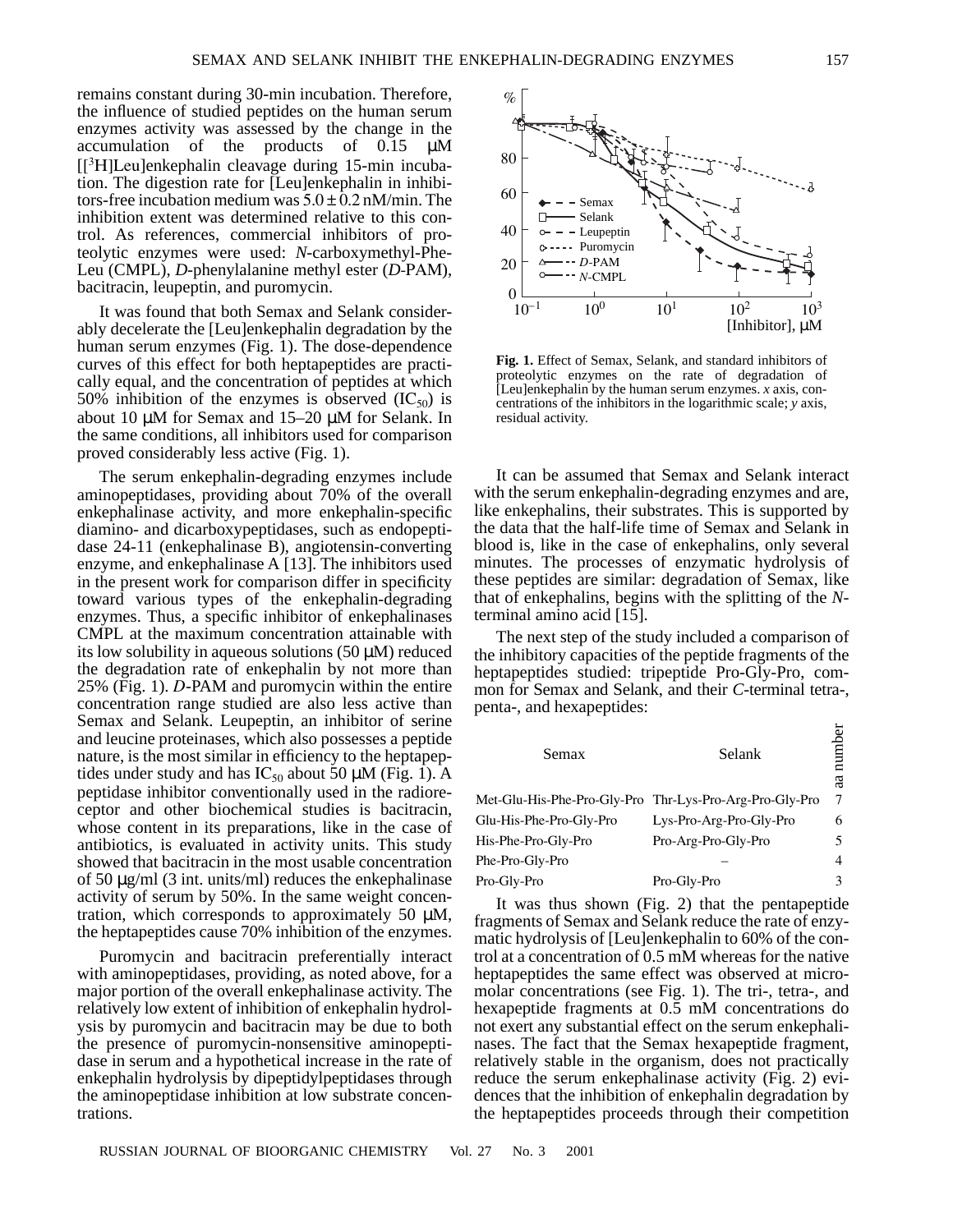remains constant during 30-min incubation. Therefore, the influence of studied peptides on the human serum enzymes activity was assessed by the change in the accumulation of the products of 0.15 μM [[$^3$H]Leu]enkephalin cleavage during 15-min incubation. The digestion rate for [Leu]enkephalin in inhibitors-free incubation medium was 5.0 ± 0.2 nM/min. The inhibition extent was determined relative to this control. As references, commercial inhibitors of proteolytic enzymes were used: *N*-carboxymethyl-Phe-Leu (CMPL), *D*-phenylalanine methyl ester (*D*-PAM), bacitracin, leupeptin, and puromycin.

It was found that both Semax and Selank considerably decelerate the [Leu]enkephalin degradation by the human serum enzymes (Fig. 1). The dose-dependence curves of this effect for both heptapeptides are practically equal, and the concentration of peptides at which 50% inhibition of the enzymes is observed ($IC_{50}$) is about 10 μM for Semax and 15–20 μM for Selank. In the same conditions, all inhibitors used for comparison proved considerably less active (Fig. 1).

The serum enkephalin-degrading enzymes include aminopeptidases, providing about 70% of the overall enkephalinase activity, and more enkephalin-specific diamino- and dicarboxypeptidases, such as endopeptidase 24-11 (enkephalinase B), angiotensin-converting enzyme, and enkephalinase A [13]. The inhibitors used in the present work for comparison differ in specificity toward various types of the enkephalin-degrading enzymes. Thus, a specific inhibitor of enkephalinases CMPL at the maximum concentration attainable with its low solubility in aqueous solutions (50 μM) reduced the degradation rate of enkephalin by not more than 25% (Fig. 1). *D*-PAM and puromycin within the entire concentration range studied are also less active than Semax and Selank. Leupeptin, an inhibitor of serine and leucine proteinases, which also possesses a peptide nature, is the most similar in efficiency to the heptapeptides under study and has $IC_{50}$ about 50 μM (Fig. 1). A peptidase inhibitor conventionally used in the radioreceptor and other biochemical studies is bacitracin, whose content in its preparations, like in the case of antibiotics, is evaluated in activity units. This study showed that bacitracin in the most usable concentration of 50 μg/ml (3 int. units/ml) reduces the enkephalinase activity of serum by 50%. In the same weight concentration, which corresponds to approximately 50 μM, the heptapeptides cause 70% inhibition of the enzymes.

Puromycin and bacitracin preferentially interact with aminopeptidases, providing, as noted above, for a major portion of the overall enkephalinase activity. The relatively low extent of inhibition of enkephalin hydrolysis by puromycin and bacitracin may be due to both the presence of puromycin-nonsensitive aminopeptidase in serum and a hypothetical increase in the rate of enkephalin hydrolysis by dipeptidylpeptidases through the aminopeptidase inhibition at low substrate concentrations.

**Fig. 1.** Effect of Semax, Selank, and standard inhibitors of proteolytic enzymes on the rate of degradation of [Leu]enkephalin by the human serum enzymes. *x* axis, concentrations of the inhibitors in the logarithmic scale; *y* axis, residual activity.

It can be assumed that Semax and Selank interact with the serum enkephalin-degrading enzymes and are, like enkephalins, their substrates. This is supported by the data that the half-life time of Semax and Selank in blood is, like in the case of enkephalins, only several minutes. The processes of enzymatic hydrolysis of these peptides are similar: degradation of Semax, like that of enkephalins, begins with the splitting of the *N*-terminal amino acid [15].

The next step of the study included a comparison of the inhibitory capacities of the peptide fragments of the heptapeptides studied: tripeptide Pro-Gly-Pro, common for Semax and Selank, and their *C*-terminal tetra-, penta-, and hexapeptides:

| Semax | Selank | aa number |
|---|---|---|
| Met-Glu-His-Phe-Pro-Gly-Pro | Thr-Lys-Pro-Arg-Pro-Gly-Pro | 7 |
| Glu-His-Phe-Pro-Gly-Pro | Lys-Pro-Arg-Pro-Gly-Pro | 6 |
| His-Phe-Pro-Gly-Pro | Pro-Arg-Pro-Gly-Pro | 5 |
| Phe-Pro-Gly-Pro | – | 4 |
| Pro-Gly-Pro | Pro-Gly-Pro | 3 |

It was thus shown (Fig. 2) that the pentapeptide fragments of Semax and Selank reduce the rate of enzymatic hydrolysis of [Leu]enkephalin to 60% of the control at a concentration of 0.5 mM whereas for the native heptapeptides the same effect was observed at micromolar concentrations (see Fig. 1). The tri-, tetra-, and hexapeptide fragments at 0.5 mM concentrations do not exert any substantial effect on the serum enkephalinases. The fact that the Semax hexapeptide fragment, relatively stable in the organism, does not practically reduce the serum enkephalinase activity (Fig. 2) evidences that the inhibition of enkephalin degradation by the heptapeptides proceeds through their competition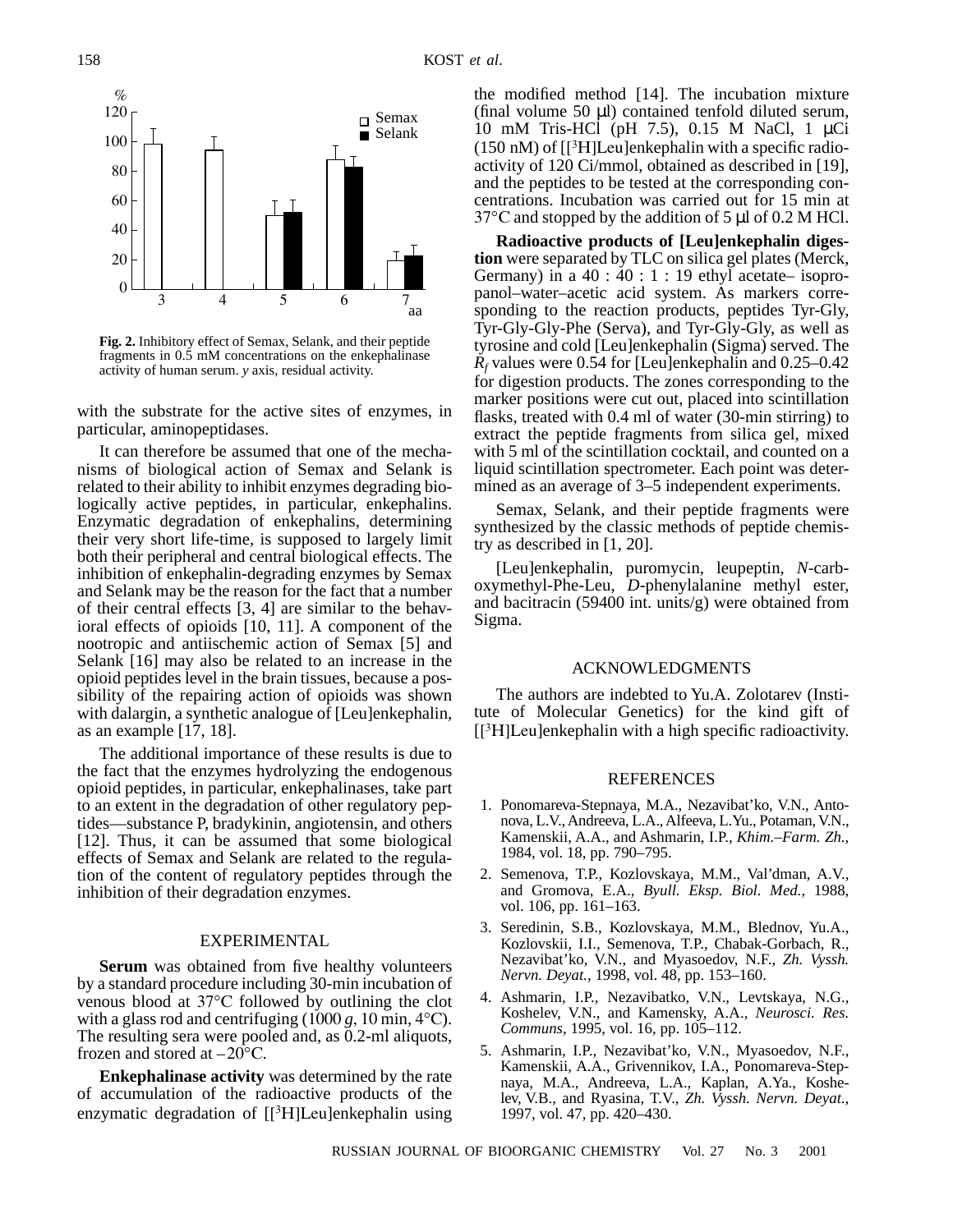Fig. 2. Inhibitory effect of Semax, Selank, and their peptide fragments in 0.5 mM concentrations on the enkephalinase activity of human serum. *y* axis, residual activity.

with the substrate for the active sites of enzymes, in particular, aminopeptidases.

It can therefore be assumed that one of the mechanisms of biological action of Semax and Selank is related to their ability to inhibit enzymes degrading biologically active peptides, in particular, enkephalins. Enzymatic degradation of enkephalins, determining their very short life-time, is supposed to largely limit both their peripheral and central biological effects. The inhibition of enkephalin-degrading enzymes by Semax and Selank may be the reason for the fact that a number of their central effects [3, 4] are similar to the behavioral effects of opioids [10, 11]. A component of the nootropic and antiischemic action of Semax [5] and Selank [16] may also be related to an increase in the opioid peptides level in the brain tissues, because a possibility of the repairing action of opioids was shown with dalargin, a synthetic analogue of [Leu]enkephalin, as an example [17, 18].

The additional importance of these results is due to the fact that the enzymes hydrolyzing the endogenous opioid peptides, in particular, enkephalinases, take part to an extent in the degradation of other regulatory peptides—substance P, bradykinin, angiotensin, and others [12]. Thus, it can be assumed that some biological effects of Semax and Selank are related to the regulation of the content of regulatory peptides through the inhibition of their degradation enzymes.

## EXPERIMENTAL

**Serum** was obtained from five healthy volunteers by a standard procedure including 30-min incubation of venous blood at 37°C followed by outlining the clot with a glass rod and centrifuging (1000 *g*, 10 min, 4°C). The resulting sera were pooled and, as 0.2-ml aliquots, frozen and stored at –20°C.

**Enkephalinase activity** was determined by the rate of accumulation of the radioactive products of the enzymatic degradation of [[$^3$H]Leu]enkephalin using the modified method [14]. The incubation mixture (final volume 50 μl) contained tenfold diluted serum, 10 mM Tris-HCl (pH 7.5), 0.15 M NaCl, 1 μCi (150 nM) of [[$^3$H]Leu]enkephalin with a specific radioactivity of 120 Ci/mmol, obtained as described in [19], and the peptides to be tested at the corresponding concentrations. Incubation was carried out for 15 min at 37°C and stopped by the addition of 5 μl of 0.2 M HCl.

**Radioactive products of [Leu]enkephalin digestion** were separated by TLC on silica gel plates (Merck, Germany) in a 40 : 40 : 1 : 19 ethyl acetate– isopropanol–water–acetic acid system. As markers corresponding to the reaction products, peptides Tyr-Gly, Tyr-Gly-Gly-Phe (Serva), and Tyr-Gly-Gly, as well as tyrosine and cold [Leu]enkephalin (Sigma) served. The $R_f$ values were 0.54 for [Leu]enkephalin and 0.25–0.42 for digestion products. The zones corresponding to the marker positions were cut out, placed into scintillation flasks, treated with 0.4 ml of water (30-min stirring) to extract the peptide fragments from silica gel, mixed with 5 ml of the scintillation cocktail, and counted on a liquid scintillation spectrometer. Each point was determined as an average of 3–5 independent experiments.

Semax, Selank, and their peptide fragments were synthesized by the classic methods of peptide chemistry as described in [1, 20].

[Leu]enkephalin, puromycin, leupeptin, *N*-carboxymethyl-Phe-Leu, *D*-phenylalanine methyl ester, and bacitracin (59400 int. units/g) were obtained from Sigma.

## ACKNOWLEDGMENTS

The authors are indebted to Yu.A. Zolotarev (Institute of Molecular Genetics) for the kind gift of [[$^3$H]Leu]enkephalin with a high specific radioactivity.

## REFERENCES

1. Ponomareva-Stepnaya, M.A., Nezavibat'ko, V.N., Antonova, L.V., Andreeva, L.A., Alfeeva, L.Yu., Potaman, V.N., Kamenskii, A.A., and Ashmarin, I.P., *Khim.–Farm. Zh.*, 1984, vol. 18, pp. 790–795.
2. Semenova, T.P., Kozlovskaya, M.M., Val'dman, A.V., and Gromova, E.A., *Byull. Eksp. Biol. Med.*, 1988, vol. 106, pp. 161–163.
3. Seredinin, S.B., Kozlovskaya, M.M., Blednov, Yu.A., Kozlovskii, I.I., Semenova, T.P., Chabak-Gorbach, R., Nezavibat'ko, V.N., and Myasoedov, N.F., *Zh. Vyssh. Nervn. Deyat.*, 1998, vol. 48, pp. 153–160.
4. Ashmarin, I.P., Nezavibatko, V.N., Levtskaya, N.G., Koshelev, V.N., and Kamensky, A.A., *Neurosci. Res. Communs*, 1995, vol. 16, pp. 105–112.
5. Ashmarin, I.P., Nezavibat'ko, V.N., Myasoedov, N.F., Kamenskii, A.A., Grivennikov, I.A., Ponomareva-Stepnaya, M.A., Andreeva, L.A., Kaplan, A.Ya., Koshelev, V.B., and Ryasina, T.V., *Zh. Vyssh. Nervn. Deyat.*, 1997, vol. 47, pp. 420–430.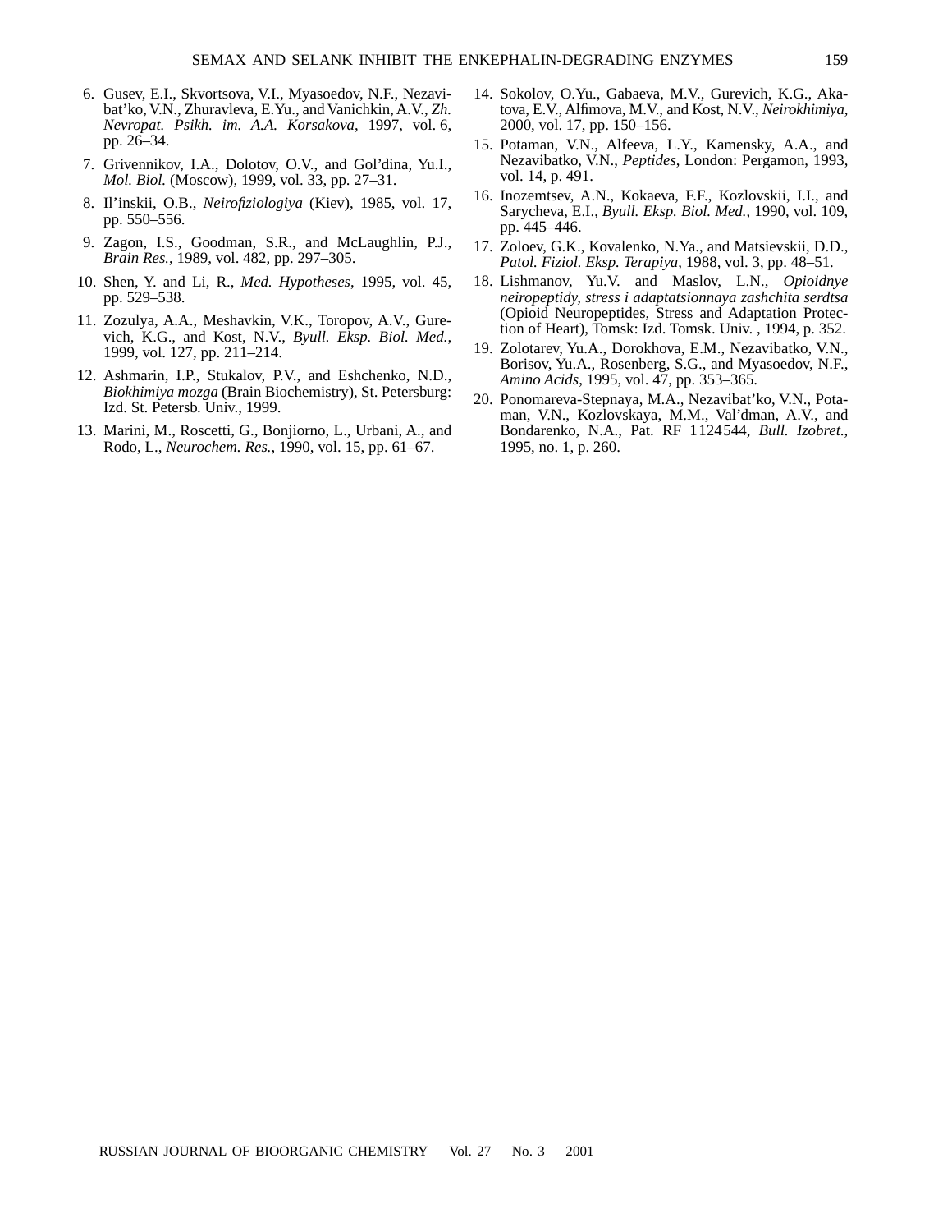6. Gusev, E.I., Skvortsova, V.I., Myasoedov, N.F., Nezavibat'ko, V.N., Zhuravleva, E.Yu., and Vanichkin, A.V., *Zh. Nevropat. Psikh. im. A.A. Korsakova*, 1997, vol. 6, pp. 26–34.
7. Grivennikov, I.A., Dolotov, O.V., and Gol'dina, Yu.I., *Mol. Biol.* (Moscow), 1999, vol. 33, pp. 27–31.
8. Il'inskii, O.B., *Neirofiziologiya* (Kiev), 1985, vol. 17, pp. 550–556.
9. Zagon, I.S., Goodman, S.R., and McLaughlin, P.J., *Brain Res.*, 1989, vol. 482, pp. 297–305.
10. Shen, Y. and Li, R., *Med. Hypotheses*, 1995, vol. 45, pp. 529–538.
11. Zozulya, A.A., Meshavkin, V.K., Toropov, A.V., Gurevich, K.G., and Kost, N.V., *Byull. Eksp. Biol. Med.*, 1999, vol. 127, pp. 211–214.
12. Ashmarin, I.P., Stukalov, P.V., and Eshchenko, N.D., *Biokhimiya mozga* (Brain Biochemistry), St. Petersburg: Izd. St. Petersb. Univ., 1999.
13. Marini, M., Roscetti, G., Bonjiorno, L., Urbani, A., and Rodo, L., *Neurochem. Res.*, 1990, vol. 15, pp. 61–67.
14. Sokolov, O.Yu., Gabaeva, M.V., Gurevich, K.G., Akatova, E.V., Alfimova, M.V., and Kost, N.V., *Neirokhimiya*, 2000, vol. 17, pp. 150–156.
15. Potaman, V.N., Alfeeva, L.Y., Kamensky, A.A., and Nezavibatko, V.N., *Peptides*, London: Pergamon, 1993, vol. 14, p. 491.
16. Inozemtsev, A.N., Kokaeva, F.F., Kozlovskii, I.I., and Sarycheva, E.I., *Byull. Eksp. Biol. Med.*, 1990, vol. 109, pp. 445–446.
17. Zoloev, G.K., Kovalenko, N.Ya., and Matsievskii, D.D., *Patol. Fiziol. Eksp. Terapiya*, 1988, vol. 3, pp. 48–51.
18. Lishmanov, Yu.V. and Maslov, L.N., *Opioidnye neiropeptidy, stress i adaptatsionnaya zashchita serdtsa* (Opioid Neuropeptides, Stress and Adaptation Protection of Heart), Tomsk: Izd. Tomsk. Univ. , 1994, p. 352.
19. Zolotarev, Yu.A., Dorokhova, E.M., Nezavibatko, V.N., Borisov, Yu.A., Rosenberg, S.G., and Myasoedov, N.F., *Amino Acids*, 1995, vol. 47, pp. 353–365.
20. Ponomareva-Stepnaya, M.A., Nezavibat'ko, V.N., Potaman, V.N., Kozlovskaya, M.M., Val'dman, A.V., and Bondarenko, N.A., Pat. RF 1124544, *Bull. Izobret.*, 1995, no. 1, p. 260.